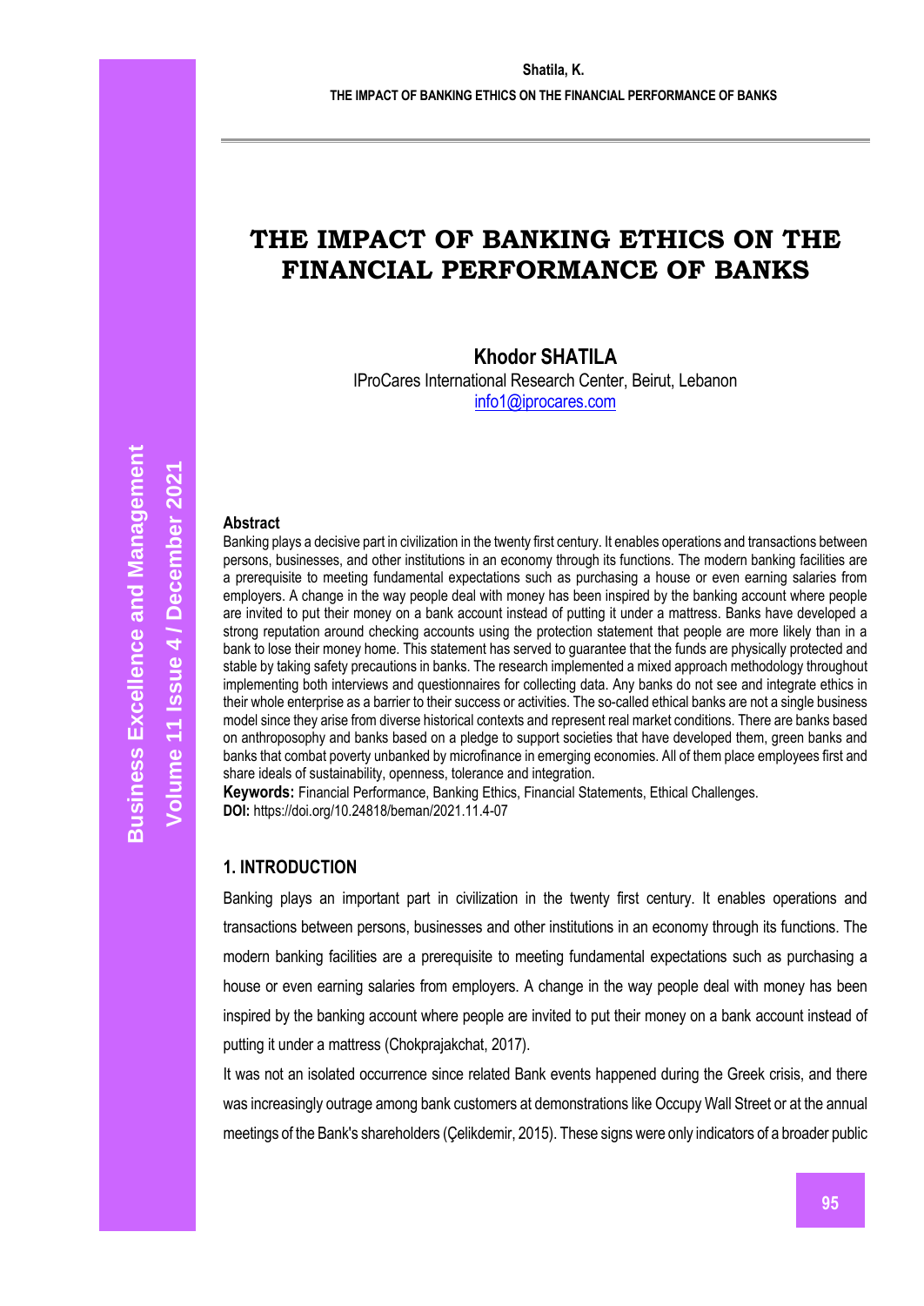# THE IMPACT OF BANKING ETHICS ON THE FINANCIAL PERFORMANCE OF BANKS

**Khodor SHATILA**
IProCares International Research Center, Beirut, Lebanon
info1@iprocares.com

### Abstract

Banking plays a decisive part in civilization in the twenty first century. It enables operations and transactions between persons, businesses, and other institutions in an economy through its functions. The modern banking facilities are a prerequisite to meeting fundamental expectations such as purchasing a house or even earning salaries from employers. A change in the way people deal with money has been inspired by the banking account where people are invited to put their money on a bank account instead of putting it under a mattress. Banks have developed a strong reputation around checking accounts using the protection statement that people are more likely than in a bank to lose their money home. This statement has served to guarantee that the funds are physically protected and stable by taking safety precautions in banks. The research implemented a mixed approach methodology throughout implementing both interviews and questionnaires for collecting data. Any banks do not see and integrate ethics in their whole enterprise as a barrier to their success or activities. The so-called ethical banks are not a single business model since they arise from diverse historical contexts and represent real market conditions. There are banks based on anthroposophy and banks based on a pledge to support societies that have developed them, green banks and banks that combat poverty unbanked by microfinance in emerging economies. All of them place employees first and share ideals of sustainability, openness, tolerance and integration.

**Keywords:** Financial Performance, Banking Ethics, Financial Statements, Ethical Challenges.

**DOI:** https://doi.org/10.24818/beman/2021.11.4-07

## 1. INTRODUCTION

Banking plays an important part in civilization in the twenty first century. It enables operations and transactions between persons, businesses and other institutions in an economy through its functions. The modern banking facilities are a prerequisite to meeting fundamental expectations such as purchasing a house or even earning salaries from employers. A change in the way people deal with money has been inspired by the banking account where people are invited to put their money on a bank account instead of putting it under a mattress (Chokprajakchat, 2017).

It was not an isolated occurrence since related Bank events happened during the Greek crisis, and there was increasingly outrage among bank customers at demonstrations like Occupy Wall Street or at the annual meetings of the Bank's shareholders (Çelikdemir, 2015). These signs were only indicators of a broader public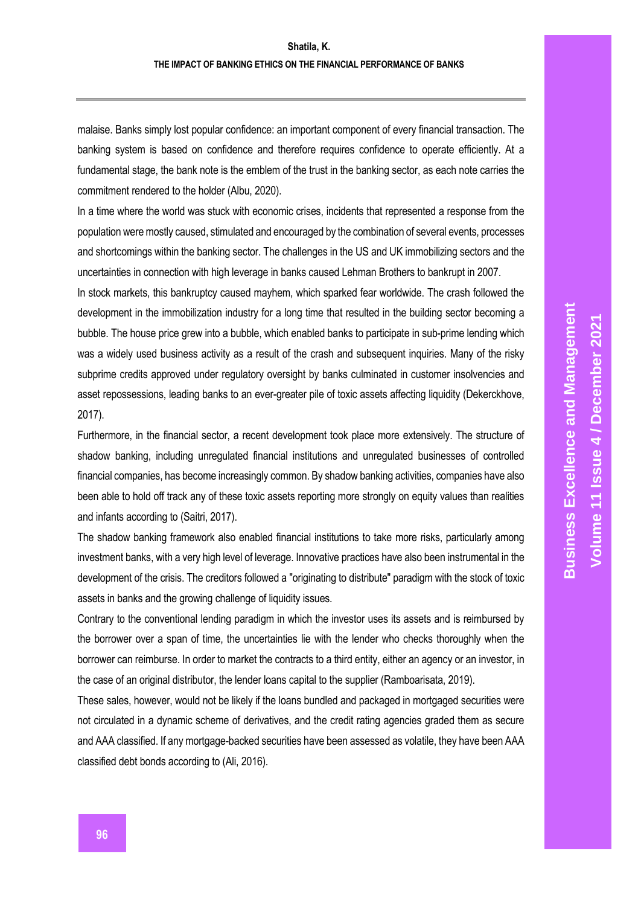malaise. Banks simply lost popular confidence: an important component of every financial transaction. The banking system is based on confidence and therefore requires confidence to operate efficiently. At a fundamental stage, the bank note is the emblem of the trust in the banking sector, as each note carries the commitment rendered to the holder (Albu, 2020).

In a time where the world was stuck with economic crises, incidents that represented a response from the population were mostly caused, stimulated and encouraged by the combination of several events, processes and shortcomings within the banking sector. The challenges in the US and UK immobilizing sectors and the uncertainties in connection with high leverage in banks caused Lehman Brothers to bankrupt in 2007.

In stock markets, this bankruptcy caused mayhem, which sparked fear worldwide. The crash followed the development in the immobilization industry for a long time that resulted in the building sector becoming a bubble. The house price grew into a bubble, which enabled banks to participate in sub-prime lending which was a widely used business activity as a result of the crash and subsequent inquiries. Many of the risky subprime credits approved under regulatory oversight by banks culminated in customer insolvencies and asset repossessions, leading banks to an ever-greater pile of toxic assets affecting liquidity (Dekerckhove, 2017).

Furthermore, in the financial sector, a recent development took place more extensively. The structure of shadow banking, including unregulated financial institutions and unregulated businesses of controlled financial companies, has become increasingly common. By shadow banking activities, companies have also been able to hold off track any of these toxic assets reporting more strongly on equity values than realities and infants according to (Saitri, 2017).

The shadow banking framework also enabled financial institutions to take more risks, particularly among investment banks, with a very high level of leverage. Innovative practices have also been instrumental in the development of the crisis. The creditors followed a "originating to distribute" paradigm with the stock of toxic assets in banks and the growing challenge of liquidity issues.

Contrary to the conventional lending paradigm in which the investor uses its assets and is reimbursed by the borrower over a span of time, the uncertainties lie with the lender who checks thoroughly when the borrower can reimburse. In order to market the contracts to a third entity, either an agency or an investor, in the case of an original distributor, the lender loans capital to the supplier (Ramboarisata, 2019).

These sales, however, would not be likely if the loans bundled and packaged in mortgaged securities were not circulated in a dynamic scheme of derivatives, and the credit rating agencies graded them as secure and AAA classified. If any mortgage-backed securities have been assessed as volatile, they have been AAA classified debt bonds according to (Ali, 2016).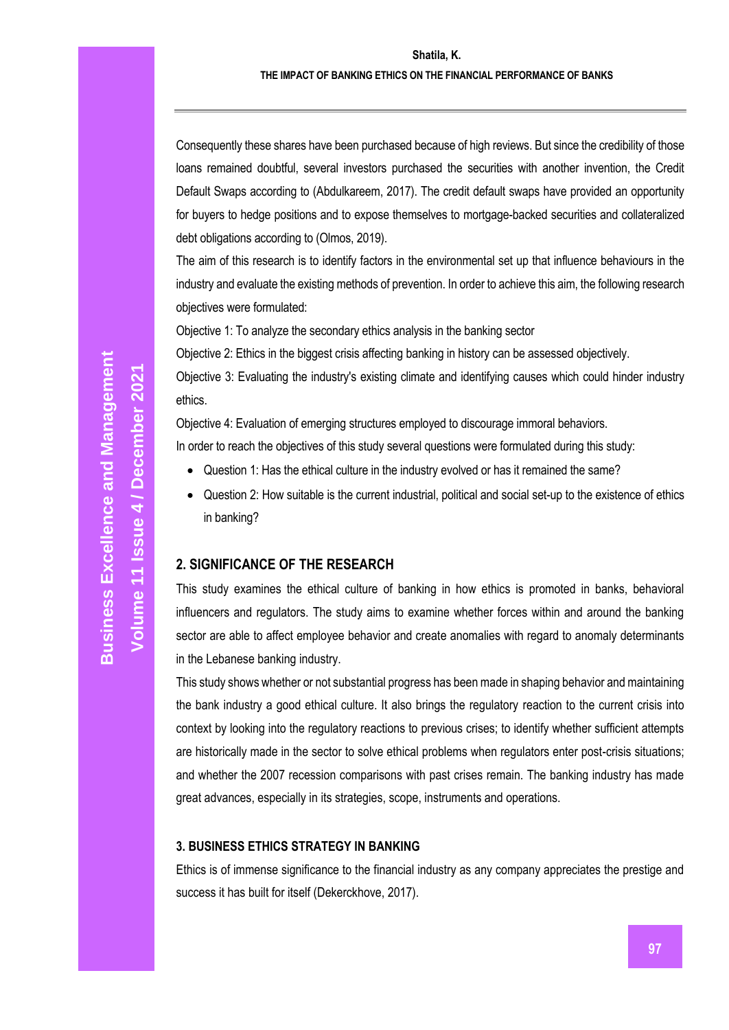Consequently these shares have been purchased because of high reviews. But since the credibility of those loans remained doubtful, several investors purchased the securities with another invention, the Credit Default Swaps according to (Abdulkareem, 2017). The credit default swaps have provided an opportunity for buyers to hedge positions and to expose themselves to mortgage-backed securities and collateralized debt obligations according to (Olmos, 2019).

The aim of this research is to identify factors in the environmental set up that influence behaviours in the industry and evaluate the existing methods of prevention. In order to achieve this aim, the following research objectives were formulated:

Objective 1: To analyze the secondary ethics analysis in the banking sector

Objective 2: Ethics in the biggest crisis affecting banking in history can be assessed objectively.

Objective 3: Evaluating the industry's existing climate and identifying causes which could hinder industry ethics.

Objective 4: Evaluation of emerging structures employed to discourage immoral behaviors.

In order to reach the objectives of this study several questions were formulated during this study:

- Question 1: Has the ethical culture in the industry evolved or has it remained the same?
- Question 2: How suitable is the current industrial, political and social set-up to the existence of ethics in banking?

## 2. SIGNIFICANCE OF THE RESEARCH

This study examines the ethical culture of banking in how ethics is promoted in banks, behavioral influencers and regulators. The study aims to examine whether forces within and around the banking sector are able to affect employee behavior and create anomalies with regard to anomaly determinants in the Lebanese banking industry.

This study shows whether or not substantial progress has been made in shaping behavior and maintaining the bank industry a good ethical culture. It also brings the regulatory reaction to the current crisis into context by looking into the regulatory reactions to previous crises; to identify whether sufficient attempts are historically made in the sector to solve ethical problems when regulators enter post-crisis situations; and whether the 2007 recession comparisons with past crises remain. The banking industry has made great advances, especially in its strategies, scope, instruments and operations.

## 3. BUSINESS ETHICS STRATEGY IN BANKING

Ethics is of immense significance to the financial industry as any company appreciates the prestige and success it has built for itself (Dekerckhove, 2017).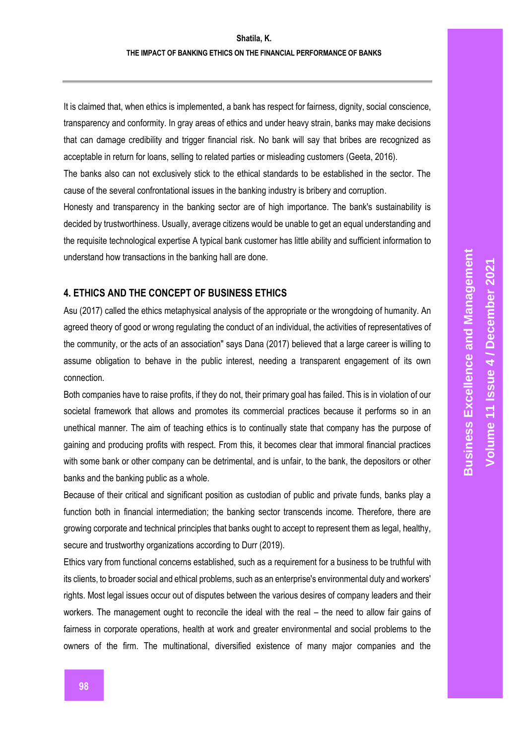It is claimed that, when ethics is implemented, a bank has respect for fairness, dignity, social conscience, transparency and conformity. In gray areas of ethics and under heavy strain, banks may make decisions that can damage credibility and trigger financial risk. No bank will say that bribes are recognized as acceptable in return for loans, selling to related parties or misleading customers (Geeta, 2016).

The banks also can not exclusively stick to the ethical standards to be established in the sector. The cause of the several confrontational issues in the banking industry is bribery and corruption.

Honesty and transparency in the banking sector are of high importance. The bank's sustainability is decided by trustworthiness. Usually, average citizens would be unable to get an equal understanding and the requisite technological expertise A typical bank customer has little ability and sufficient information to understand how transactions in the banking hall are done.

## 4. ETHICS AND THE CONCEPT OF BUSINESS ETHICS

Asu (2017) called the ethics metaphysical analysis of the appropriate or the wrongdoing of humanity. An agreed theory of good or wrong regulating the conduct of an individual, the activities of representatives of the community, or the acts of an association" says Dana (2017) believed that a large career is willing to assume obligation to behave in the public interest, needing a transparent engagement of its own connection.

Both companies have to raise profits, if they do not, their primary goal has failed. This is in violation of our societal framework that allows and promotes its commercial practices because it performs so in an unethical manner. The aim of teaching ethics is to continually state that company has the purpose of gaining and producing profits with respect. From this, it becomes clear that immoral financial practices with some bank or other company can be detrimental, and is unfair, to the bank, the depositors or other banks and the banking public as a whole.

Because of their critical and significant position as custodian of public and private funds, banks play a function both in financial intermediation; the banking sector transcends income. Therefore, there are growing corporate and technical principles that banks ought to accept to represent them as legal, healthy, secure and trustworthy organizations according to Durr (2019).

Ethics vary from functional concerns established, such as a requirement for a business to be truthful with its clients, to broader social and ethical problems, such as an enterprise's environmental duty and workers' rights. Most legal issues occur out of disputes between the various desires of company leaders and their workers. The management ought to reconcile the ideal with the real – the need to allow fair gains of fairness in corporate operations, health at work and greater environmental and social problems to the owners of the firm. The multinational, diversified existence of many major companies and the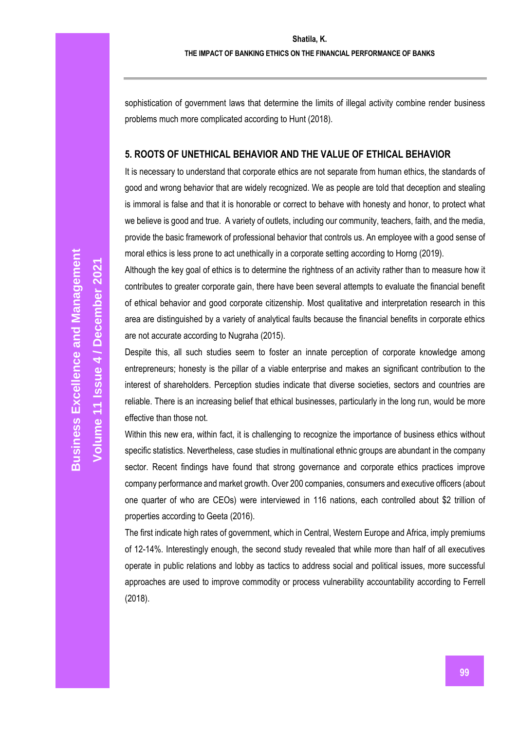sophistication of government laws that determine the limits of illegal activity combine render business problems much more complicated according to Hunt (2018).

## 5. ROOTS OF UNETHICAL BEHAVIOR AND THE VALUE OF ETHICAL BEHAVIOR

It is necessary to understand that corporate ethics are not separate from human ethics, the standards of good and wrong behavior that are widely recognized. We as people are told that deception and stealing is immoral is false and that it is honorable or correct to behave with honesty and honor, to protect what we believe is good and true. A variety of outlets, including our community, teachers, faith, and the media, provide the basic framework of professional behavior that controls us. An employee with a good sense of moral ethics is less prone to act unethically in a corporate setting according to Horng (2019).

Although the key goal of ethics is to determine the rightness of an activity rather than to measure how it contributes to greater corporate gain, there have been several attempts to evaluate the financial benefit of ethical behavior and good corporate citizenship. Most qualitative and interpretation research in this area are distinguished by a variety of analytical faults because the financial benefits in corporate ethics are not accurate according to Nugraha (2015).

Despite this, all such studies seem to foster an innate perception of corporate knowledge among entrepreneurs; honesty is the pillar of a viable enterprise and makes an significant contribution to the interest of shareholders. Perception studies indicate that diverse societies, sectors and countries are reliable. There is an increasing belief that ethical businesses, particularly in the long run, would be more effective than those not.

Within this new era, within fact, it is challenging to recognize the importance of business ethics without specific statistics. Nevertheless, case studies in multinational ethnic groups are abundant in the company sector. Recent findings have found that strong governance and corporate ethics practices improve company performance and market growth. Over 200 companies, consumers and executive officers (about one quarter of who are CEOs) were interviewed in 116 nations, each controlled about $2 trillion of properties according to Geeta (2016).

The first indicate high rates of government, which in Central, Western Europe and Africa, imply premiums of 12-14%. Interestingly enough, the second study revealed that while more than half of all executives operate in public relations and lobby as tactics to address social and political issues, more successful approaches are used to improve commodity or process vulnerability accountability according to Ferrell (2018).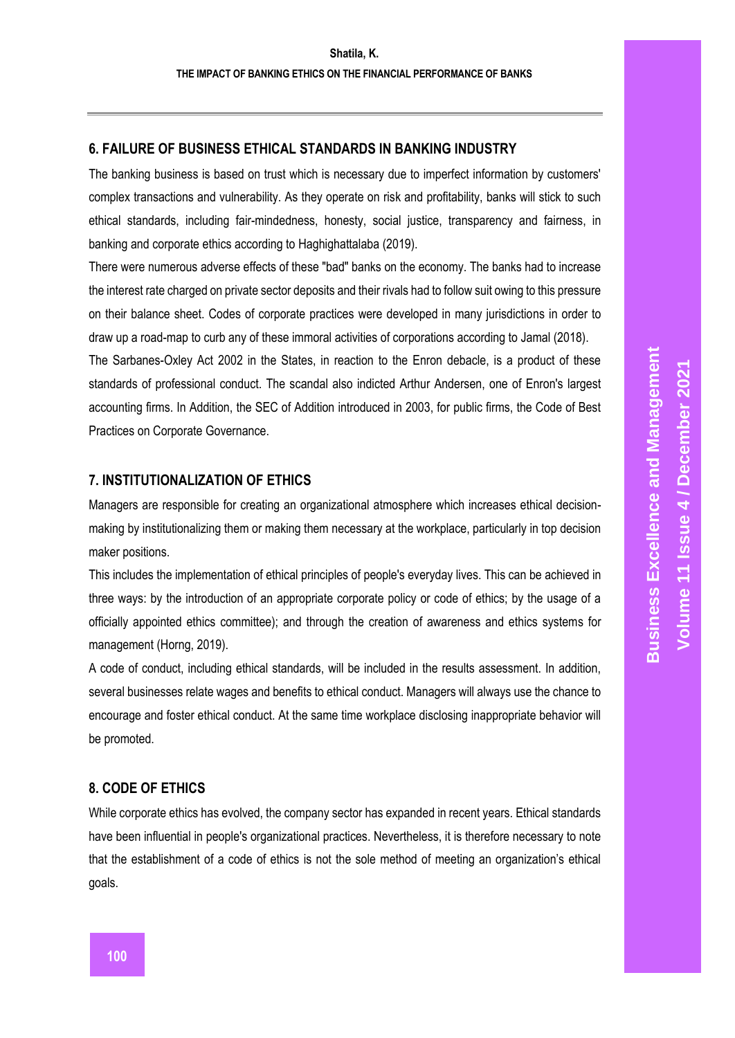## 6. FAILURE OF BUSINESS ETHICAL STANDARDS IN BANKING INDUSTRY

The banking business is based on trust which is necessary due to imperfect information by customers' complex transactions and vulnerability. As they operate on risk and profitability, banks will stick to such ethical standards, including fair-mindedness, honesty, social justice, transparency and fairness, in banking and corporate ethics according to Haghighattalaba (2019).

There were numerous adverse effects of these "bad" banks on the economy. The banks had to increase the interest rate charged on private sector deposits and their rivals had to follow suit owing to this pressure on their balance sheet. Codes of corporate practices were developed in many jurisdictions in order to draw up a road-map to curb any of these immoral activities of corporations according to Jamal (2018).

The Sarbanes-Oxley Act 2002 in the States, in reaction to the Enron debacle, is a product of these standards of professional conduct. The scandal also indicted Arthur Andersen, one of Enron's largest accounting firms. In Addition, the SEC of Addition introduced in 2003, for public firms, the Code of Best Practices on Corporate Governance.

## 7. INSTITUTIONALIZATION OF ETHICS

Managers are responsible for creating an organizational atmosphere which increases ethical decision-making by institutionalizing them or making them necessary at the workplace, particularly in top decision maker positions.

This includes the implementation of ethical principles of people's everyday lives. This can be achieved in three ways: by the introduction of an appropriate corporate policy or code of ethics; by the usage of a officially appointed ethics committee); and through the creation of awareness and ethics systems for management (Horng, 2019).

A code of conduct, including ethical standards, will be included in the results assessment. In addition, several businesses relate wages and benefits to ethical conduct. Managers will always use the chance to encourage and foster ethical conduct. At the same time workplace disclosing inappropriate behavior will be promoted.

## 8. CODE OF ETHICS

While corporate ethics has evolved, the company sector has expanded in recent years. Ethical standards have been influential in people's organizational practices. Nevertheless, it is therefore necessary to note that the establishment of a code of ethics is not the sole method of meeting an organization's ethical goals.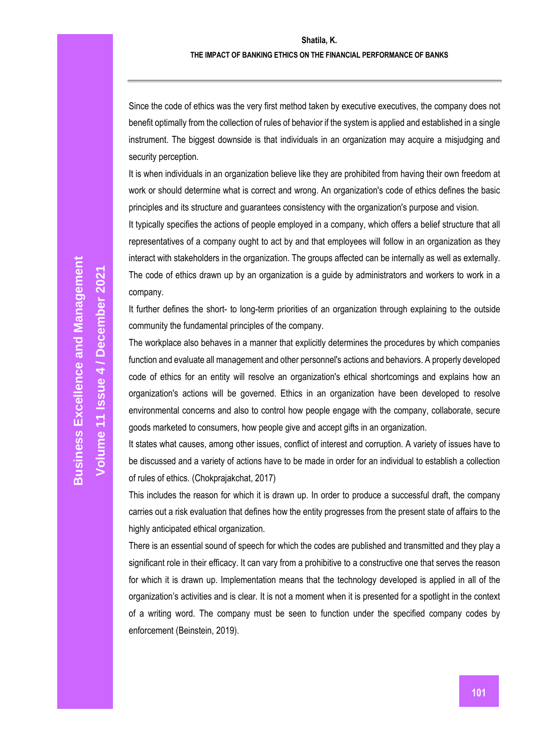Since the code of ethics was the very first method taken by executive executives, the company does not benefit optimally from the collection of rules of behavior if the system is applied and established in a single instrument. The biggest downside is that individuals in an organization may acquire a misjudging and security perception.

It is when individuals in an organization believe like they are prohibited from having their own freedom at work or should determine what is correct and wrong. An organization's code of ethics defines the basic principles and its structure and guarantees consistency with the organization's purpose and vision.

It typically specifies the actions of people employed in a company, which offers a belief structure that all representatives of a company ought to act by and that employees will follow in an organization as they interact with stakeholders in the organization. The groups affected can be internally as well as externally. The code of ethics drawn up by an organization is a guide by administrators and workers to work in a company.

It further defines the short- to long-term priorities of an organization through explaining to the outside community the fundamental principles of the company.

The workplace also behaves in a manner that explicitly determines the procedures by which companies function and evaluate all management and other personnel's actions and behaviors. A properly developed code of ethics for an entity will resolve an organization's ethical shortcomings and explains how an organization's actions will be governed. Ethics in an organization have been developed to resolve environmental concerns and also to control how people engage with the company, collaborate, secure goods marketed to consumers, how people give and accept gifts in an organization.

It states what causes, among other issues, conflict of interest and corruption. A variety of issues have to be discussed and a variety of actions have to be made in order for an individual to establish a collection of rules of ethics. (Chokprajakchat, 2017)

This includes the reason for which it is drawn up. In order to produce a successful draft, the company carries out a risk evaluation that defines how the entity progresses from the present state of affairs to the highly anticipated ethical organization.

There is an essential sound of speech for which the codes are published and transmitted and they play a significant role in their efficacy. It can vary from a prohibitive to a constructive one that serves the reason for which it is drawn up. Implementation means that the technology developed is applied in all of the organization's activities and is clear. It is not a moment when it is presented for a spotlight in the context of a writing word. The company must be seen to function under the specified company codes by enforcement (Beinstein, 2019).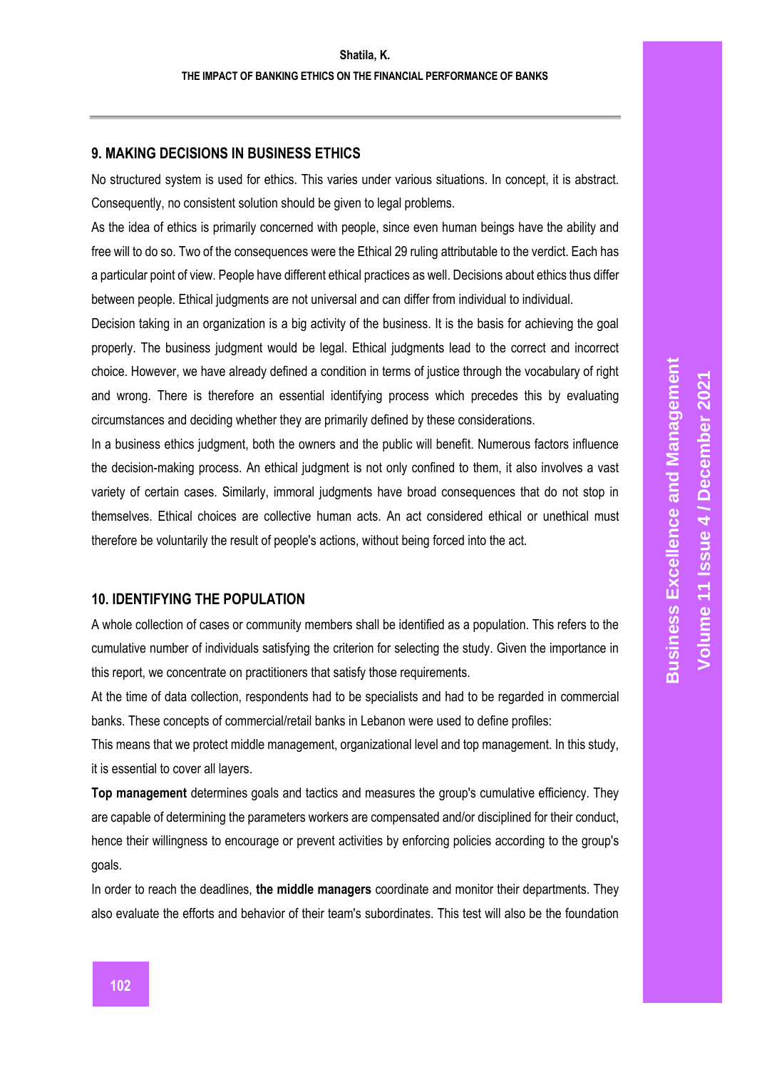## 9. MAKING DECISIONS IN BUSINESS ETHICS

No structured system is used for ethics. This varies under various situations. In concept, it is abstract. Consequently, no consistent solution should be given to legal problems.

As the idea of ethics is primarily concerned with people, since even human beings have the ability and free will to do so. Two of the consequences were the Ethical 29 ruling attributable to the verdict. Each has a particular point of view. People have different ethical practices as well. Decisions about ethics thus differ between people. Ethical judgments are not universal and can differ from individual to individual.

Decision taking in an organization is a big activity of the business. It is the basis for achieving the goal properly. The business judgment would be legal. Ethical judgments lead to the correct and incorrect choice. However, we have already defined a condition in terms of justice through the vocabulary of right and wrong. There is therefore an essential identifying process which precedes this by evaluating circumstances and deciding whether they are primarily defined by these considerations.

In a business ethics judgment, both the owners and the public will benefit. Numerous factors influence the decision-making process. An ethical judgment is not only confined to them, it also involves a vast variety of certain cases. Similarly, immoral judgments have broad consequences that do not stop in themselves. Ethical choices are collective human acts. An act considered ethical or unethical must therefore be voluntarily the result of people's actions, without being forced into the act.

## 10. IDENTIFYING THE POPULATION

A whole collection of cases or community members shall be identified as a population. This refers to the cumulative number of individuals satisfying the criterion for selecting the study. Given the importance in this report, we concentrate on practitioners that satisfy those requirements.

At the time of data collection, respondents had to be specialists and had to be regarded in commercial banks. These concepts of commercial/retail banks in Lebanon were used to define profiles:

This means that we protect middle management, organizational level and top management. In this study, it is essential to cover all layers.

**Top management** determines goals and tactics and measures the group's cumulative efficiency. They are capable of determining the parameters workers are compensated and/or disciplined for their conduct, hence their willingness to encourage or prevent activities by enforcing policies according to the group's goals.

In order to reach the deadlines, **the middle managers** coordinate and monitor their departments. They also evaluate the efforts and behavior of their team's subordinates. This test will also be the foundation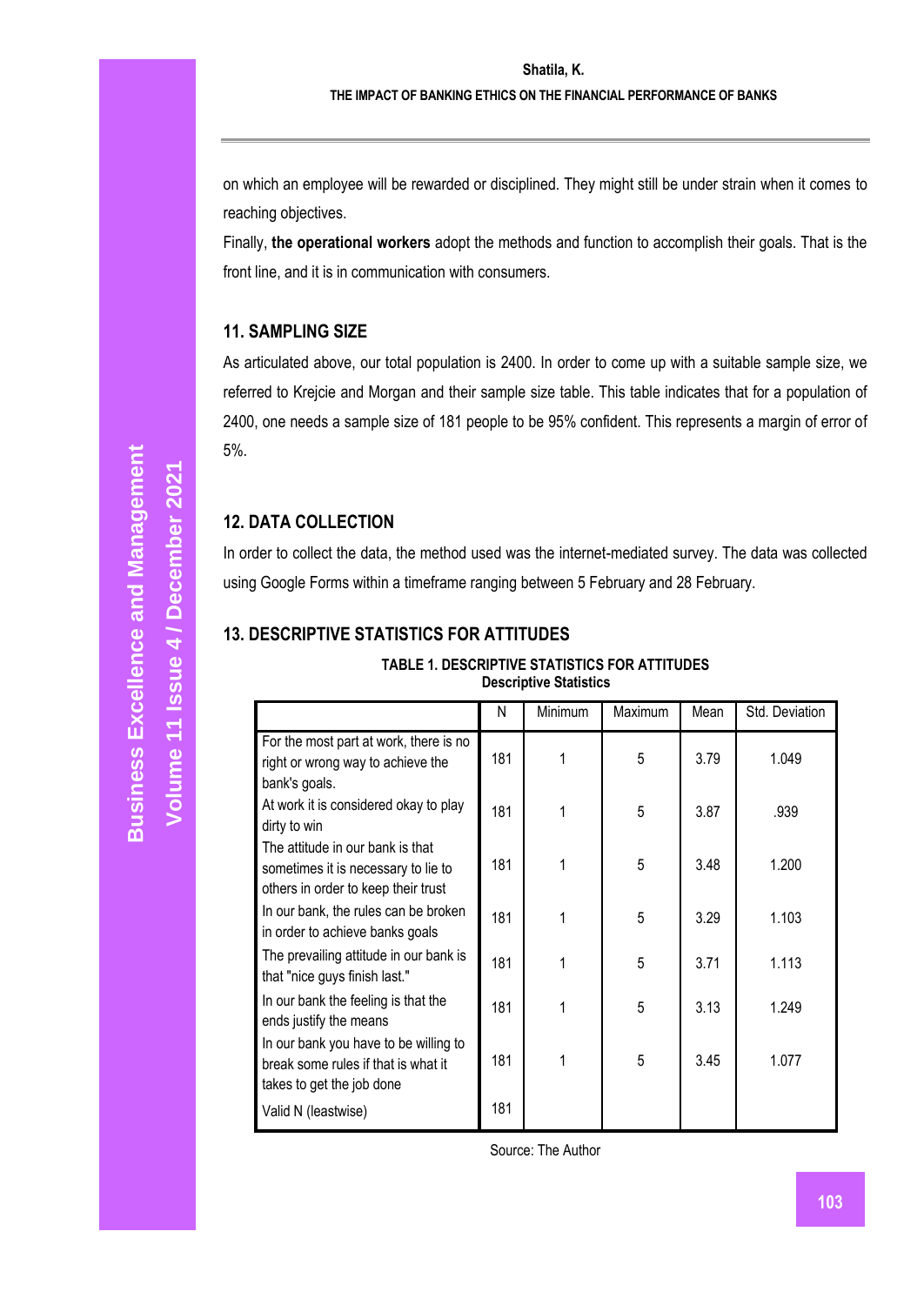on which an employee will be rewarded or disciplined. They might still be under strain when it comes to reaching objectives.

Finally, **the operational workers** adopt the methods and function to accomplish their goals. That is the front line, and it is in communication with consumers.

## 11. SAMPLING SIZE

As articulated above, our total population is 2400. In order to come up with a suitable sample size, we referred to Krejcie and Morgan and their sample size table. This table indicates that for a population of 2400, one needs a sample size of 181 people to be 95% confident. This represents a margin of error of 5%.

## 12. DATA COLLECTION

In order to collect the data, the method used was the internet-mediated survey. The data was collected using Google Forms within a timeframe ranging between 5 February and 28 February.

## 13. DESCRIPTIVE STATISTICS FOR ATTITUDES

**TABLE 1. DESCRIPTIVE STATISTICS FOR ATTITUDES**
**Descriptive Statistics**

| | N | Minimum | Maximum | Mean | Std. Deviation |
|---|---|---|---|---|---|
| For the most part at work, there is no right or wrong way to achieve the bank's goals. | 181 | 1 | 5 | 3.79 | 1.049 |
| At work it is considered okay to play dirty to win | 181 | 1 | 5 | 3.87 | .939 |
| The attitude in our bank is that sometimes it is necessary to lie to others in order to keep their trust | 181 | 1 | 5 | 3.48 | 1.200 |
| In our bank, the rules can be broken in order to achieve banks goals | 181 | 1 | 5 | 3.29 | 1.103 |
| The prevailing attitude in our bank is that "nice guys finish last." | 181 | 1 | 5 | 3.71 | 1.113 |
| In our bank the feeling is that the ends justify the means | 181 | 1 | 5 | 3.13 | 1.249 |
| In our bank you have to be willing to break some rules if that is what it takes to get the job done | 181 | 1 | 5 | 3.45 | 1.077 |
| Valid N (leastwise) | 181 | | | | |

Source: The Author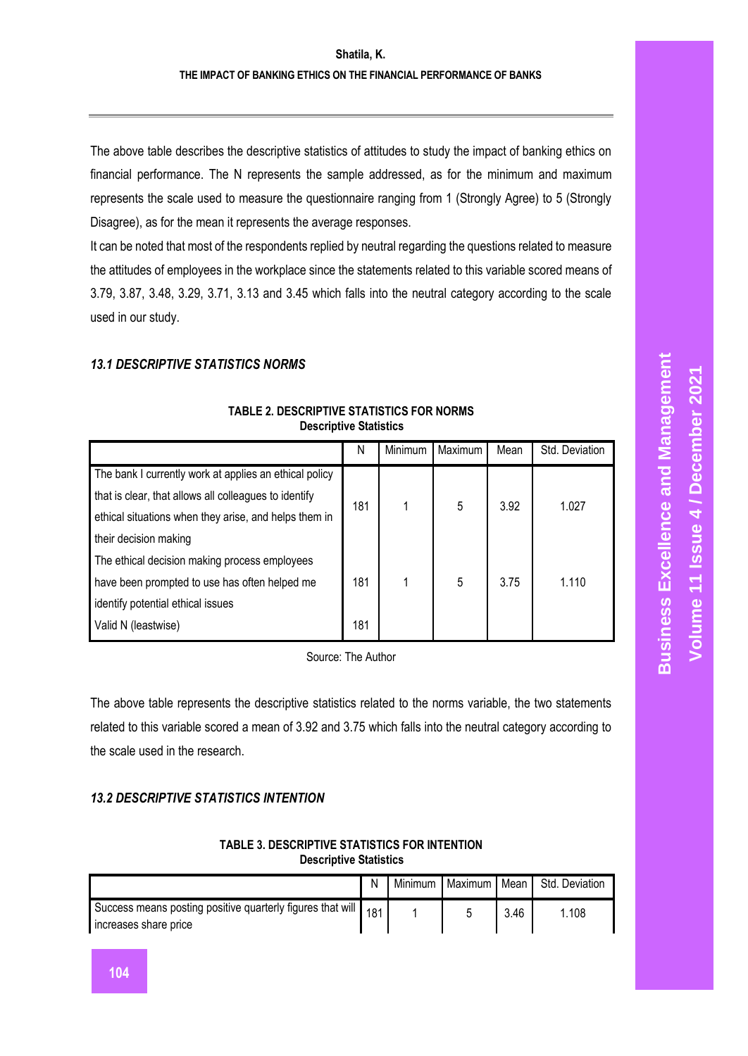The above table describes the descriptive statistics of attitudes to study the impact of banking ethics on financial performance. The N represents the sample addressed, as for the minimum and maximum represents the scale used to measure the questionnaire ranging from 1 (Strongly Agree) to 5 (Strongly Disagree), as for the mean it represents the average responses.

It can be noted that most of the respondents replied by neutral regarding the questions related to measure the attitudes of employees in the workplace since the statements related to this variable scored means of 3.79, 3.87, 3.48, 3.29, 3.71, 3.13 and 3.45 which falls into the neutral category according to the scale used in our study.

### *13.1 DESCRIPTIVE STATISTICS NORMS*

**TABLE 2. DESCRIPTIVE STATISTICS FOR NORMS**
**Descriptive Statistics**

| | N | Minimum | Maximum | Mean | Std. Deviation |
|---|---|---|---|---|---|
| The bank I currently work at applies an ethical policy that is clear, that allows all colleagues to identify ethical situations when they arise, and helps them in their decision making | 181 | 1 | 5 | 3.92 | 1.027 |
| The ethical decision making process employees have been prompted to use has often helped me identify potential ethical issues | 181 | 1 | 5 | 3.75 | 1.110 |
| Valid N (leastwise) | 181 | | | | |

Source: The Author

The above table represents the descriptive statistics related to the norms variable, the two statements related to this variable scored a mean of 3.92 and 3.75 which falls into the neutral category according to the scale used in the research.

### *13.2 DESCRIPTIVE STATISTICS INTENTION*

**TABLE 3. DESCRIPTIVE STATISTICS FOR INTENTION**
**Descriptive Statistics**

| | N | Minimum | Maximum | Mean | Std. Deviation |
|---|---|---|---|---|---|
| Success means posting positive quarterly figures that will increases share price | 181 | 1 | 5 | 3.46 | 1.108 |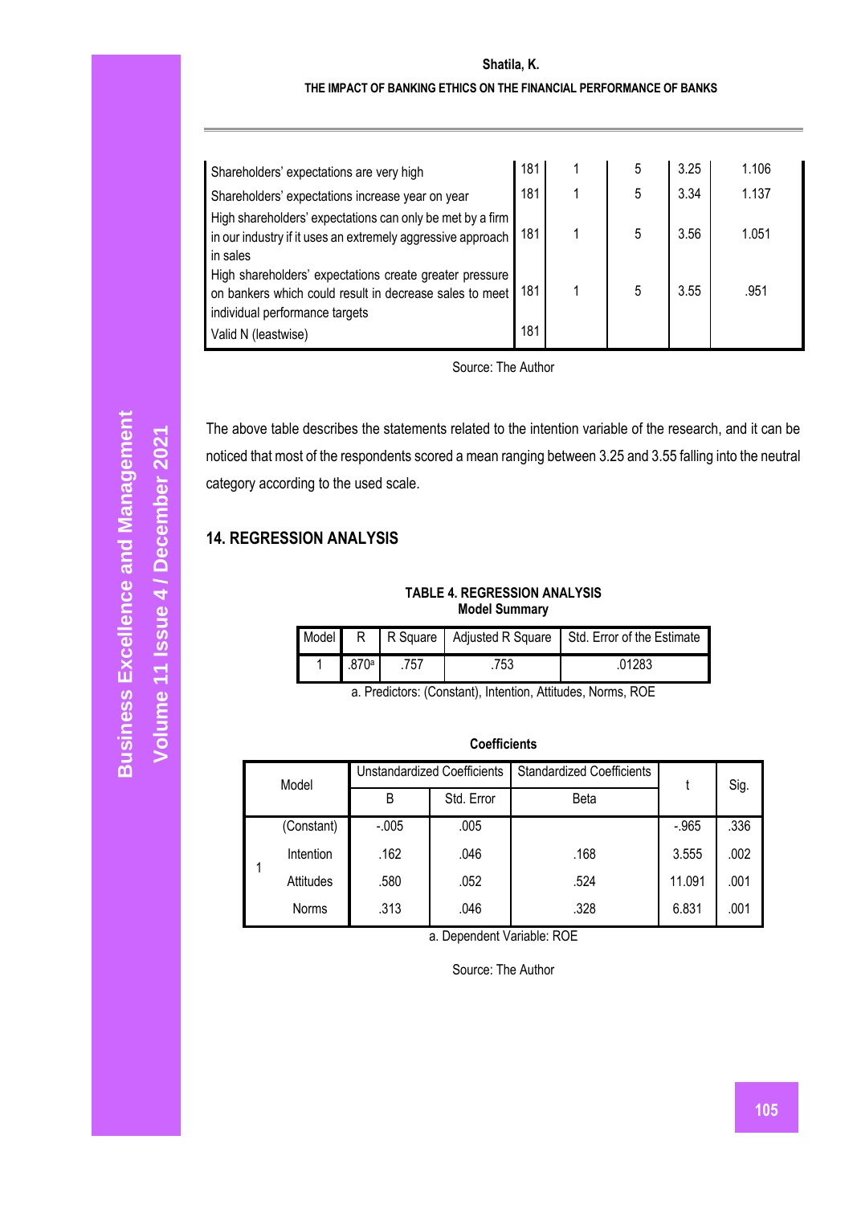| | | | | | |
|---|---|---|---|---|---|
| Shareholders' expectations are very high | 181 | 1 | 5 | 3.25 | 1.106 |
| Shareholders' expectations increase year on year | 181 | 1 | 5 | 3.34 | 1.137 |
| High shareholders' expectations can only be met by a firm in our industry if it uses an extremely aggressive approach in sales | 181 | 1 | 5 | 3.56 | 1.051 |
| High shareholders' expectations create greater pressure on bankers which could result in decrease sales to meet individual performance targets | 181 | 1 | 5 | 3.55 | .951 |
| Valid N (leastwise) | 181 | | | | |

Source: The Author

The above table describes the statements related to the intention variable of the research, and it can be noticed that most of the respondents scored a mean ranging between 3.25 and 3.55 falling into the neutral category according to the used scale.

## 14. REGRESSION ANALYSIS

**TABLE 4. REGRESSION ANALYSIS**
**Model Summary**

| Model | R | R Square | Adjusted R Square | Std. Error of the Estimate |
|---|---|---|---|---|
| 1 | .870[a] | .757 | .753 | .01283 |

a. Predictors: (Constant), Intention, Attitudes, Norms, ROE

**Coefficients**

| Model | | Unstandardized Coefficients | | Standardized Coefficients | t | Sig. |
|---|---|---|---|---|---|---|
| | | B | Std. Error | Beta | | |
| 1 | (Constant) | -.005 | .005 | | -.965 | .336 |
| | Intention | .162 | .046 | .168 | 3.555 | .002 |
| | Attitudes | .580 | .052 | .524 | 11.091 | .001 |
| | Norms | .313 | .046 | .328 | 6.831 | .001 |

a. Dependent Variable: ROE

Source: The Author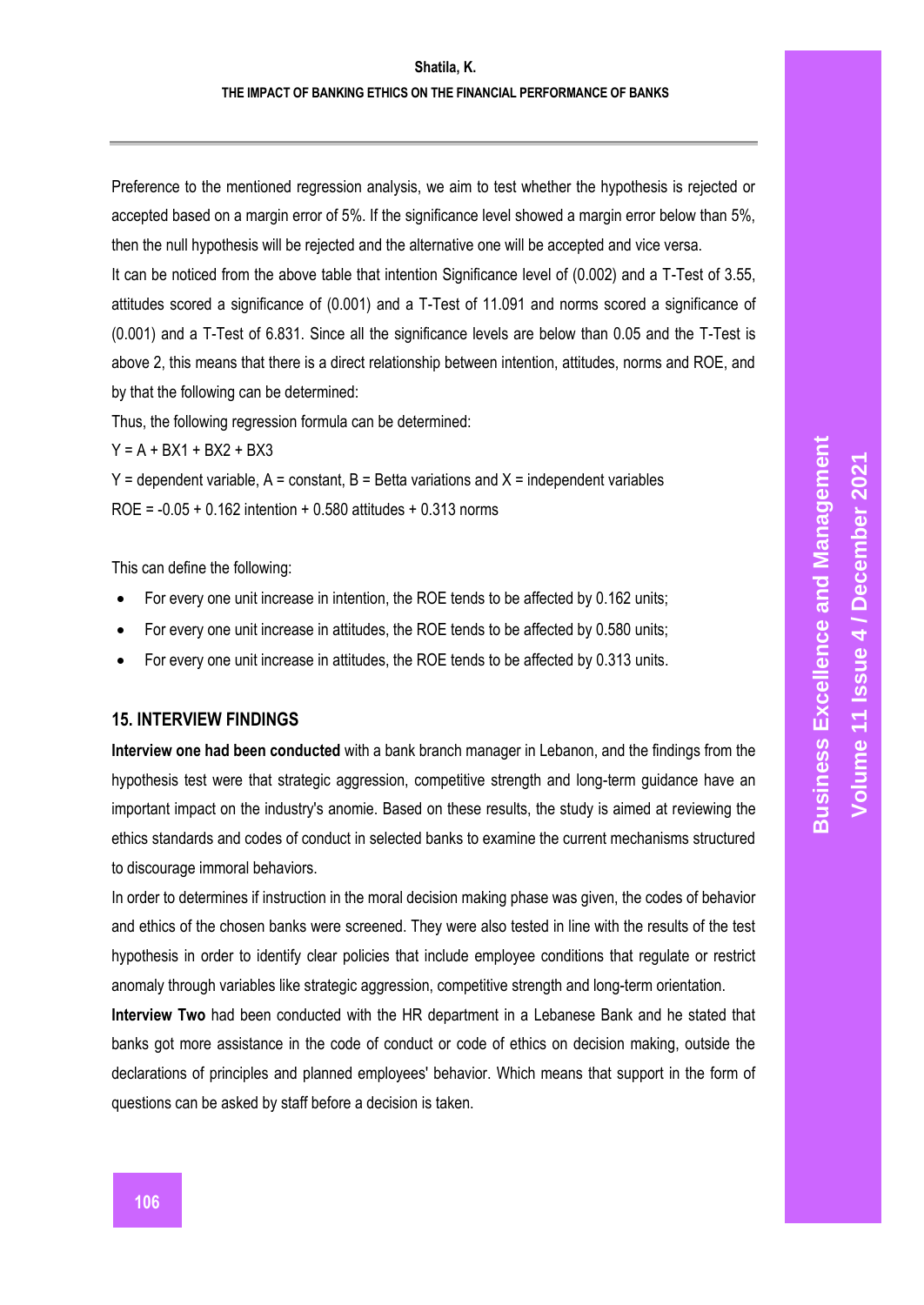Preference to the mentioned regression analysis, we aim to test whether the hypothesis is rejected or accepted based on a margin error of 5%. If the significance level showed a margin error below than 5%, then the null hypothesis will be rejected and the alternative one will be accepted and vice versa.

It can be noticed from the above table that intention Significance level of (0.002) and a T-Test of 3.55, attitudes scored a significance of (0.001) and a T-Test of 11.091 and norms scored a significance of (0.001) and a T-Test of 6.831. Since all the significance levels are below than 0.05 and the T-Test is above 2, this means that there is a direct relationship between intention, attitudes, norms and ROE, and by that the following can be determined:

Thus, the following regression formula can be determined:

$Y = A + BX1 + BX2 + BX3$

Y = dependent variable, A = constant, B = Betta variations and X = independent variables

ROE = -0.05 + 0.162 intention + 0.580 attitudes + 0.313 norms

This can define the following:

- For every one unit increase in intention, the ROE tends to be affected by 0.162 units;
- For every one unit increase in attitudes, the ROE tends to be affected by 0.580 units;
- For every one unit increase in attitudes, the ROE tends to be affected by 0.313 units.

## 15. INTERVIEW FINDINGS

**Interview one had been conducted** with a bank branch manager in Lebanon, and the findings from the hypothesis test were that strategic aggression, competitive strength and long-term guidance have an important impact on the industry's anomie. Based on these results, the study is aimed at reviewing the ethics standards and codes of conduct in selected banks to examine the current mechanisms structured to discourage immoral behaviors.

In order to determines if instruction in the moral decision making phase was given, the codes of behavior and ethics of the chosen banks were screened. They were also tested in line with the results of the test hypothesis in order to identify clear policies that include employee conditions that regulate or restrict anomaly through variables like strategic aggression, competitive strength and long-term orientation.

**Interview Two** had been conducted with the HR department in a Lebanese Bank and he stated that banks got more assistance in the code of conduct or code of ethics on decision making, outside the declarations of principles and planned employees' behavior. Which means that support in the form of questions can be asked by staff before a decision is taken.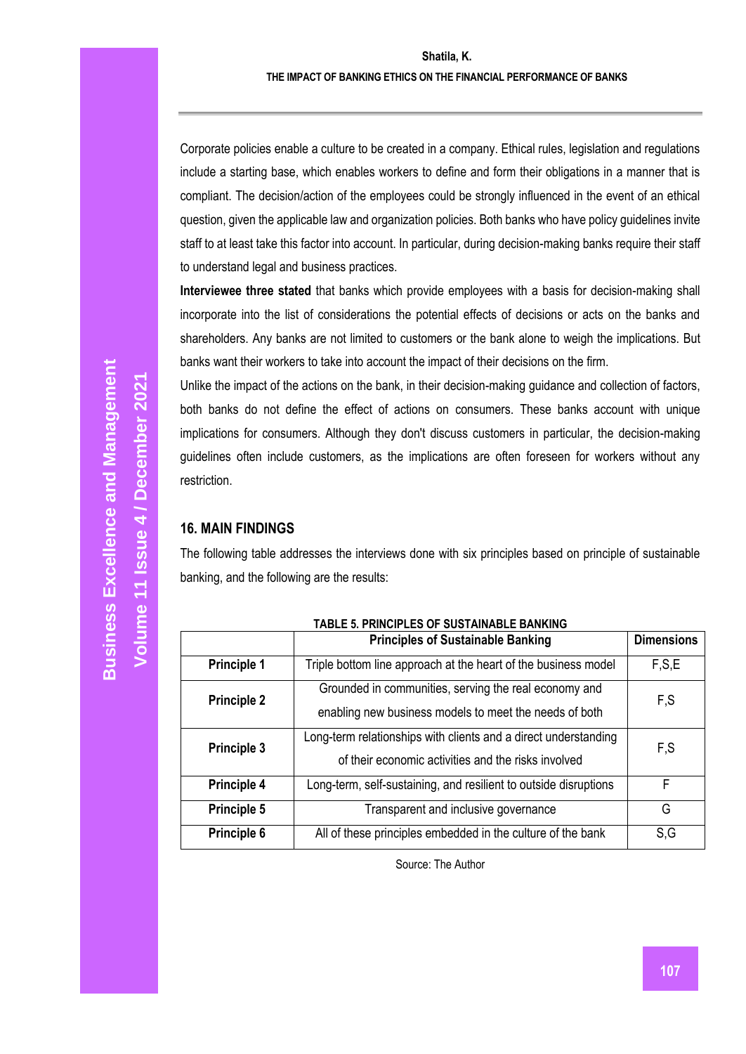Corporate policies enable a culture to be created in a company. Ethical rules, legislation and regulations include a starting base, which enables workers to define and form their obligations in a manner that is compliant. The decision/action of the employees could be strongly influenced in the event of an ethical question, given the applicable law and organization policies. Both banks who have policy guidelines invite staff to at least take this factor into account. In particular, during decision-making banks require their staff to understand legal and business practices.

**Interviewee three stated** that banks which provide employees with a basis for decision-making shall incorporate into the list of considerations the potential effects of decisions or acts on the banks and shareholders. Any banks are not limited to customers or the bank alone to weigh the implications. But banks want their workers to take into account the impact of their decisions on the firm.

Unlike the impact of the actions on the bank, in their decision-making guidance and collection of factors, both banks do not define the effect of actions on consumers. These banks account with unique implications for consumers. Although they don't discuss customers in particular, the decision-making guidelines often include customers, as the implications are often foreseen for workers without any restriction.

## 16. MAIN FINDINGS

The following table addresses the interviews done with six principles based on principle of sustainable banking, and the following are the results:

**TABLE 5. PRINCIPLES OF SUSTAINABLE BANKING**

| | Principles of Sustainable Banking | Dimensions |
|---|---|---|
| **Principle 1** | Triple bottom line approach at the heart of the business model | F,S,E |
| **Principle 2** | Grounded in communities, serving the real economy and enabling new business models to meet the needs of both | F,S |
| **Principle 3** | Long-term relationships with clients and a direct understanding of their economic activities and the risks involved | F,S |
| **Principle 4** | Long-term, self-sustaining, and resilient to outside disruptions | F |
| **Principle 5** | Transparent and inclusive governance | G |
| **Principle 6** | All of these principles embedded in the culture of the bank | S,G |

Source: The Author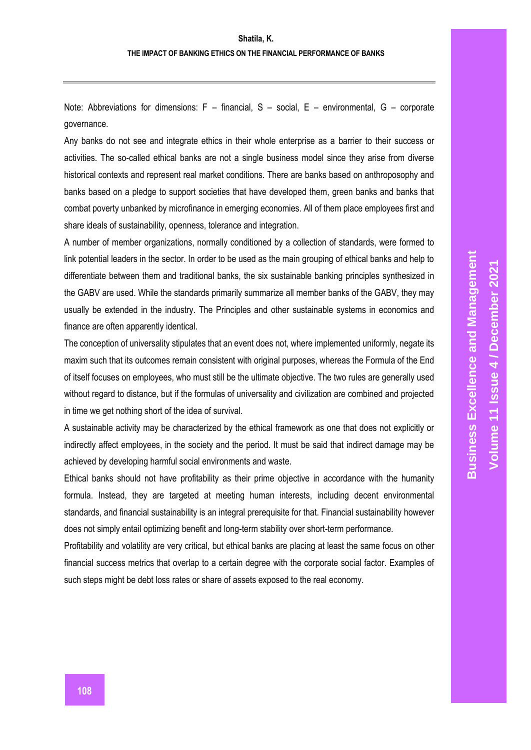Note: Abbreviations for dimensions: F – financial, S – social, E – environmental, G – corporate governance.

Any banks do not see and integrate ethics in their whole enterprise as a barrier to their success or activities. The so-called ethical banks are not a single business model since they arise from diverse historical contexts and represent real market conditions. There are banks based on anthroposophy and banks based on a pledge to support societies that have developed them, green banks and banks that combat poverty unbanked by microfinance in emerging economies. All of them place employees first and share ideals of sustainability, openness, tolerance and integration.

A number of member organizations, normally conditioned by a collection of standards, were formed to link potential leaders in the sector. In order to be used as the main grouping of ethical banks and help to differentiate between them and traditional banks, the six sustainable banking principles synthesized in the GABV are used. While the standards primarily summarize all member banks of the GABV, they may usually be extended in the industry. The Principles and other sustainable systems in economics and finance are often apparently identical.

The conception of universality stipulates that an event does not, where implemented uniformly, negate its maxim such that its outcomes remain consistent with original purposes, whereas the Formula of the End of itself focuses on employees, who must still be the ultimate objective. The two rules are generally used without regard to distance, but if the formulas of universality and civilization are combined and projected in time we get nothing short of the idea of survival.

A sustainable activity may be characterized by the ethical framework as one that does not explicitly or indirectly affect employees, in the society and the period. It must be said that indirect damage may be achieved by developing harmful social environments and waste.

Ethical banks should not have profitability as their prime objective in accordance with the humanity formula. Instead, they are targeted at meeting human interests, including decent environmental standards, and financial sustainability is an integral prerequisite for that. Financial sustainability however does not simply entail optimizing benefit and long-term stability over short-term performance.

Profitability and volatility are very critical, but ethical banks are placing at least the same focus on other financial success metrics that overlap to a certain degree with the corporate social factor. Examples of such steps might be debt loss rates or share of assets exposed to the real economy.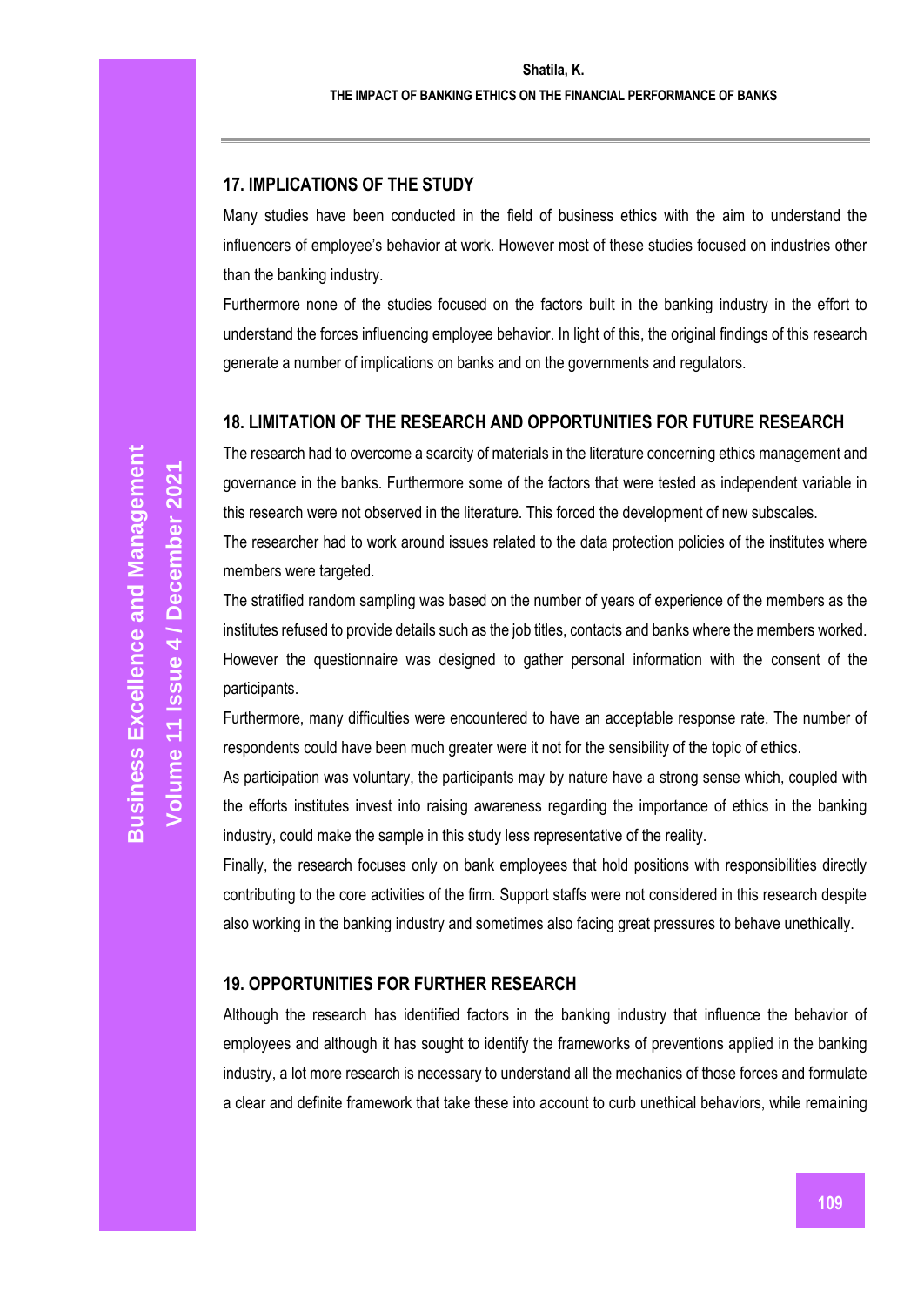## 17. IMPLICATIONS OF THE STUDY

Many studies have been conducted in the field of business ethics with the aim to understand the influencers of employee's behavior at work. However most of these studies focused on industries other than the banking industry.

Furthermore none of the studies focused on the factors built in the banking industry in the effort to understand the forces influencing employee behavior. In light of this, the original findings of this research generate a number of implications on banks and on the governments and regulators.

## 18. LIMITATION OF THE RESEARCH AND OPPORTUNITIES FOR FUTURE RESEARCH

The research had to overcome a scarcity of materials in the literature concerning ethics management and governance in the banks. Furthermore some of the factors that were tested as independent variable in this research were not observed in the literature. This forced the development of new subscales.

The researcher had to work around issues related to the data protection policies of the institutes where members were targeted.

The stratified random sampling was based on the number of years of experience of the members as the institutes refused to provide details such as the job titles, contacts and banks where the members worked. However the questionnaire was designed to gather personal information with the consent of the participants.

Furthermore, many difficulties were encountered to have an acceptable response rate. The number of respondents could have been much greater were it not for the sensibility of the topic of ethics.

As participation was voluntary, the participants may by nature have a strong sense which, coupled with the efforts institutes invest into raising awareness regarding the importance of ethics in the banking industry, could make the sample in this study less representative of the reality.

Finally, the research focuses only on bank employees that hold positions with responsibilities directly contributing to the core activities of the firm. Support staffs were not considered in this research despite also working in the banking industry and sometimes also facing great pressures to behave unethically.

## 19. OPPORTUNITIES FOR FURTHER RESEARCH

Although the research has identified factors in the banking industry that influence the behavior of employees and although it has sought to identify the frameworks of preventions applied in the banking industry, a lot more research is necessary to understand all the mechanics of those forces and formulate a clear and definite framework that take these into account to curb unethical behaviors, while remaining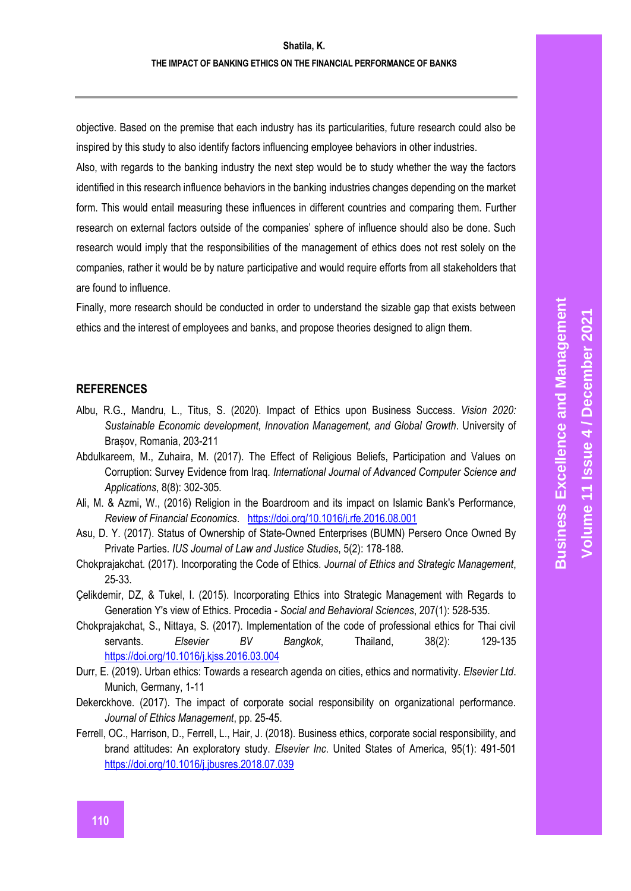objective. Based on the premise that each industry has its particularities, future research could also be inspired by this study to also identify factors influencing employee behaviors in other industries.

Also, with regards to the banking industry the next step would be to study whether the way the factors identified in this research influence behaviors in the banking industries changes depending on the market form. This would entail measuring these influences in different countries and comparing them. Further research on external factors outside of the companies' sphere of influence should also be done. Such research would imply that the responsibilities of the management of ethics does not rest solely on the companies, rather it would be by nature participative and would require efforts from all stakeholders that are found to influence.

Finally, more research should be conducted in order to understand the sizable gap that exists between ethics and the interest of employees and banks, and propose theories designed to align them.

## REFERENCES

Albu, R.G., Mandru, L., Titus, S. (2020). Impact of Ethics upon Business Success. *Vision 2020: Sustainable Economic development, Innovation Management, and Global Growth*. University of Brașov, Romania, 203-211

Abdulkareem, M., Zuhaira, M. (2017). The Effect of Religious Beliefs, Participation and Values on Corruption: Survey Evidence from Iraq. *International Journal of Advanced Computer Science and Applications*, 8(8): 302-305.

Ali, M. & Azmi, W., (2016) Religion in the Boardroom and its impact on Islamic Bank's Performance, *Review of Financial Economics*. https://doi.org/10.1016/j.rfe.2016.08.001

Asu, D. Y. (2017). Status of Ownership of State-Owned Enterprises (BUMN) Persero Once Owned By Private Parties. *IUS Journal of Law and Justice Studies*, 5(2): 178-188.

Chokprajakchat. (2017). Incorporating the Code of Ethics. *Journal of Ethics and Strategic Management*, 25-33.

Çelikdemir, DZ, & Tukel, I. (2015). Incorporating Ethics into Strategic Management with Regards to Generation Y's view of Ethics. Procedia - *Social and Behavioral Sciences*, 207(1): 528-535.

Chokprajakchat, S., Nittaya, S. (2017). Implementation of the code of professional ethics for Thai civil servants. *Elsevier BV Bangkok*, Thailand, 38(2): 129-135 https://doi.org/10.1016/j.kjss.2016.03.004

Durr, E. (2019). Urban ethics: Towards a research agenda on cities, ethics and normativity. *Elsevier Ltd*. Munich, Germany, 1-11

Dekerckhove. (2017). The impact of corporate social responsibility on organizational performance. *Journal of Ethics Management*, pp. 25-45.

Ferrell, OC., Harrison, D., Ferrell, L., Hair, J. (2018). Business ethics, corporate social responsibility, and brand attitudes: An exploratory study. *Elsevier Inc*. United States of America, 95(1): 491-501 https://doi.org/10.1016/j.jbusres.2018.07.039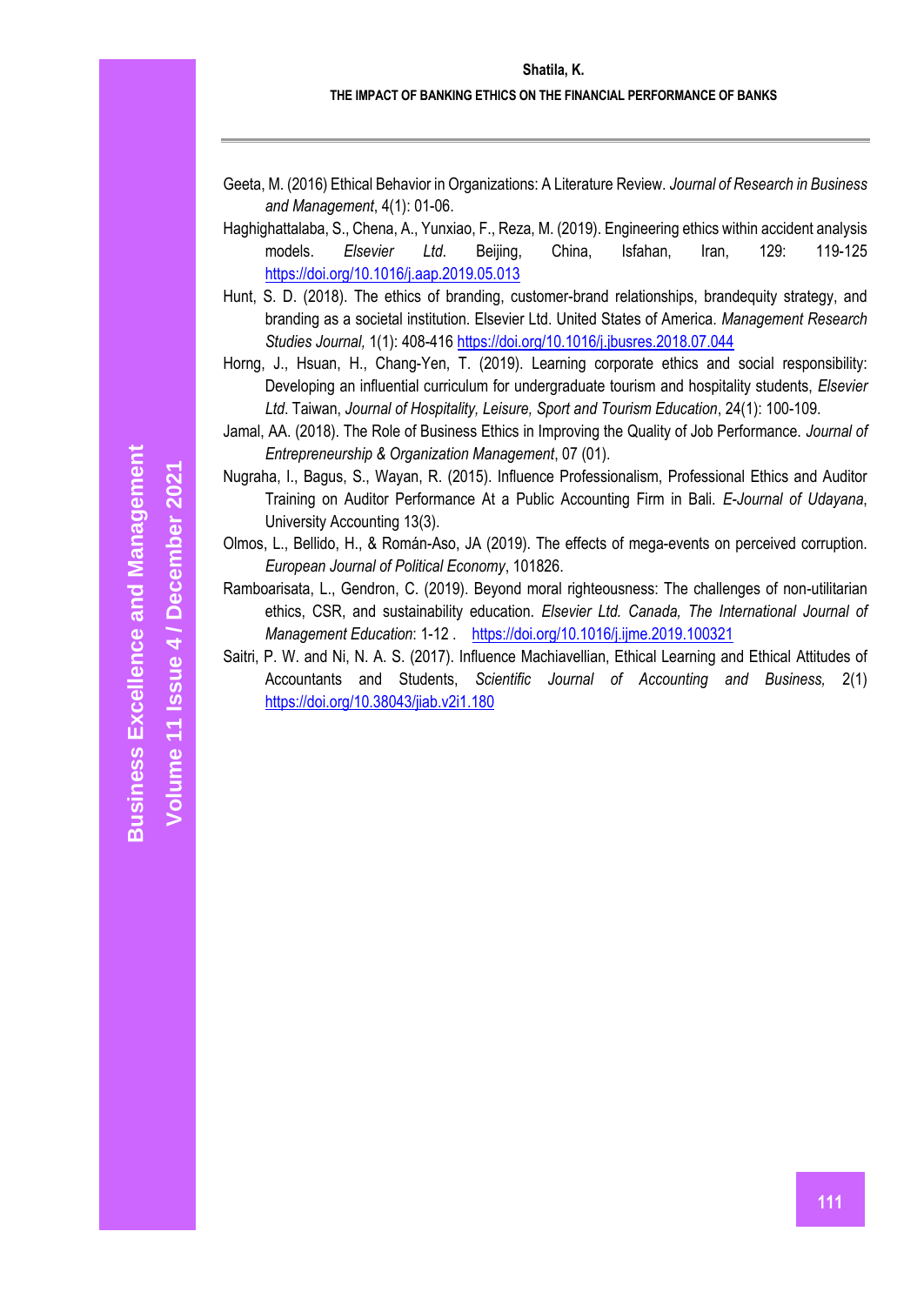Geeta, M. (2016) Ethical Behavior in Organizations: A Literature Review. *Journal of Research in Business and Management*, 4(1): 01-06.

Haghighattalaba, S., Chena, A., Yunxiao, F., Reza, M. (2019). Engineering ethics within accident analysis models. *Elsevier Ltd*. Beijing, China, Isfahan, Iran, 129: 119-125 https://doi.org/10.1016/j.aap.2019.05.013

Hunt, S. D. (2018). The ethics of branding, customer-brand relationships, brandequity strategy, and branding as a societal institution. Elsevier Ltd. United States of America. *Management Research Studies Journal,* 1(1): 408-416 https://doi.org/10.1016/j.jbusres.2018.07.044

Horng, J., Hsuan, H., Chang-Yen, T. (2019). Learning corporate ethics and social responsibility: Developing an influential curriculum for undergraduate tourism and hospitality students, *Elsevier Ltd*. Taiwan, *Journal of Hospitality, Leisure, Sport and Tourism Education*, 24(1): 100-109.

Jamal, AA. (2018). The Role of Business Ethics in Improving the Quality of Job Performance. *Journal of Entrepreneurship & Organization Management*, 07 (01).

Nugraha, I., Bagus, S., Wayan, R. (2015). Influence Professionalism, Professional Ethics and Auditor Training on Auditor Performance At a Public Accounting Firm in Bali. *E-Journal of Udayana*, University Accounting 13(3).

Olmos, L., Bellido, H., & Román-Aso, JA (2019). The effects of mega-events on perceived corruption. *European Journal of Political Economy*, 101826.

Ramboarisata, L., Gendron, C. (2019). Beyond moral righteousness: The challenges of non-utilitarian ethics, CSR, and sustainability education. *Elsevier Ltd. Canada, The International Journal of Management Education*: 1-12 . https://doi.org/10.1016/j.ijme.2019.100321

Saitri, P. W. and Ni, N. A. S. (2017). Influence Machiavellian, Ethical Learning and Ethical Attitudes of Accountants and Students, *Scientific Journal of Accounting and Business,* 2(1) https://doi.org/10.38043/jiab.v2i1.180